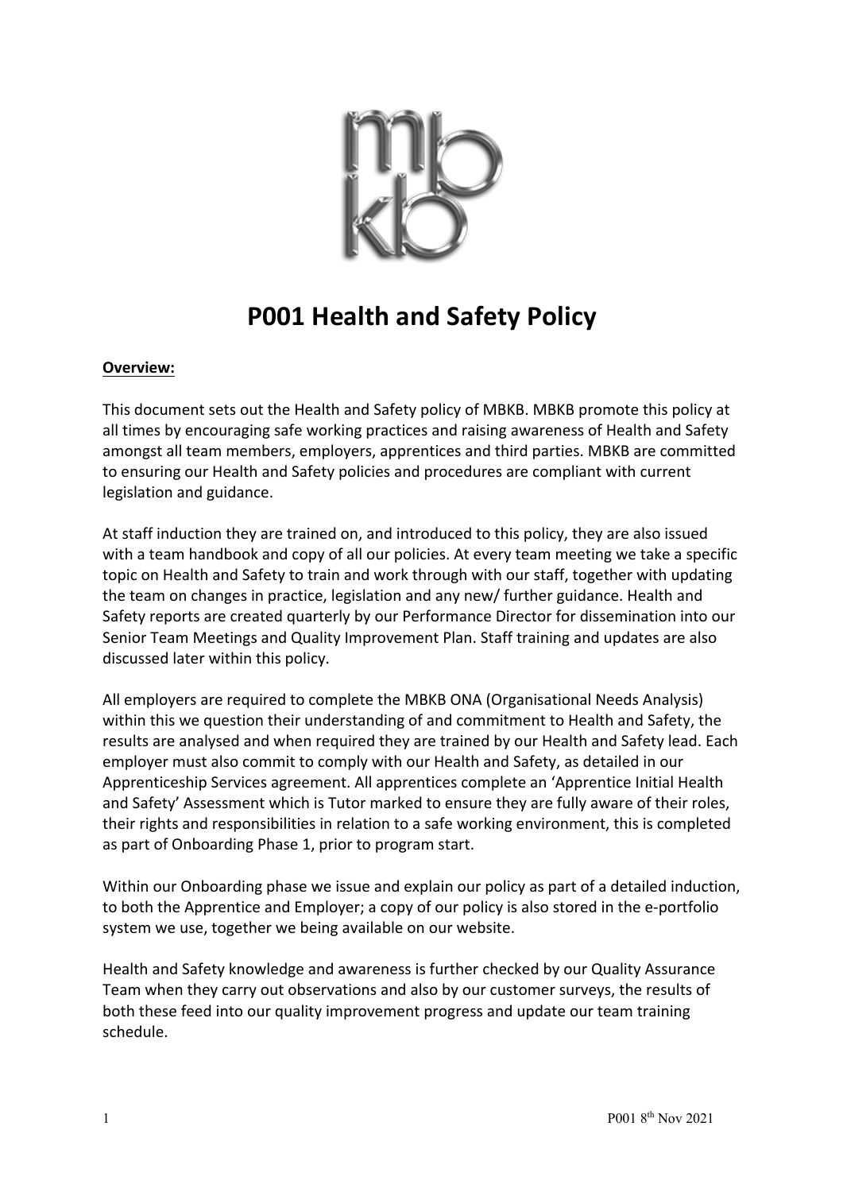# P001 Health and Safety Policy

**Overview:**

This document sets out the Health and Safety policy of MBKB. MBKB promote this policy at all times by encouraging safe working practices and raising awareness of Health and Safety amongst all team members, employers, apprentices and third parties. MBKB are committed to ensuring our Health and Safety policies and procedures are compliant with current legislation and guidance.

At staff induction they are trained on, and introduced to this policy, they are also issued with a team handbook and copy of all our policies. At every team meeting we take a specific topic on Health and Safety to train and work through with our staff, together with updating the team on changes in practice, legislation and any new/ further guidance. Health and Safety reports are created quarterly by our Performance Director for dissemination into our Senior Team Meetings and Quality Improvement Plan. Staff training and updates are also discussed later within this policy.

All employers are required to complete the MBKB ONA (Organisational Needs Analysis) within this we question their understanding of and commitment to Health and Safety, the results are analysed and when required they are trained by our Health and Safety lead. Each employer must also commit to comply with our Health and Safety, as detailed in our Apprenticeship Services agreement. All apprentices complete an 'Apprentice Initial Health and Safety' Assessment which is Tutor marked to ensure they are fully aware of their roles, their rights and responsibilities in relation to a safe working environment, this is completed as part of Onboarding Phase 1, prior to program start.

Within our Onboarding phase we issue and explain our policy as part of a detailed induction, to both the Apprentice and Employer; a copy of our policy is also stored in the e-portfolio system we use, together we being available on our website.

Health and Safety knowledge and awareness is further checked by our Quality Assurance Team when they carry out observations and also by our customer surveys, the results of both these feed into our quality improvement progress and update our team training schedule.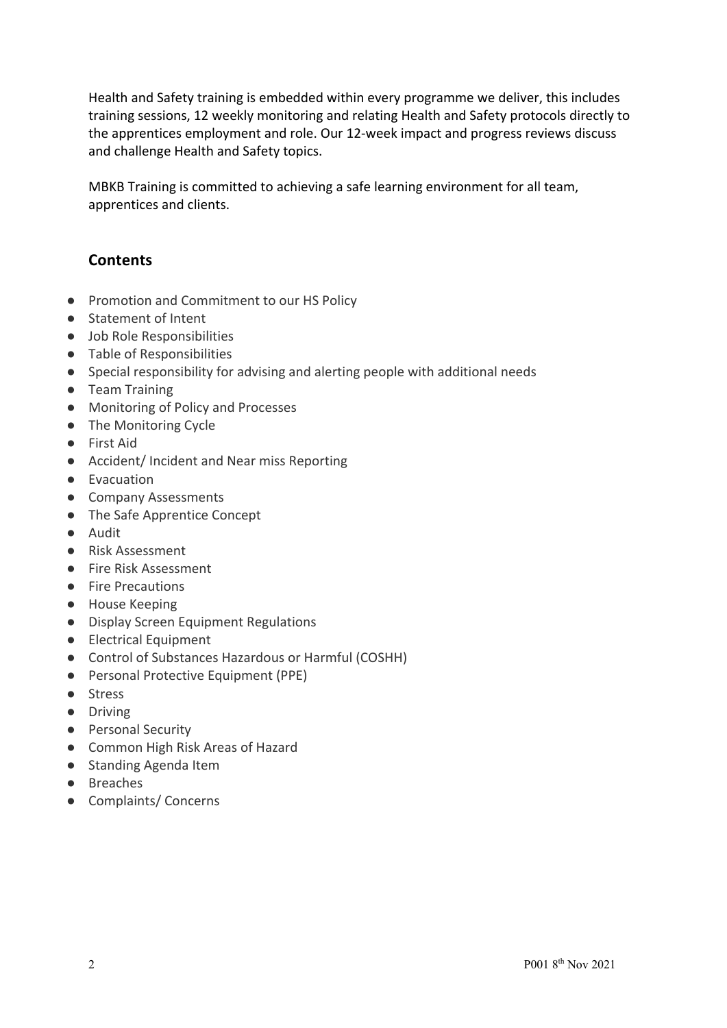Health and Safety training is embedded within every programme we deliver, this includes training sessions, 12 weekly monitoring and relating Health and Safety protocols directly to the apprentices employment and role. Our 12-week impact and progress reviews discuss and challenge Health and Safety topics.

MBKB Training is committed to achieving a safe learning environment for all team, apprentices and clients.

## Contents

- Promotion and Commitment to our HS Policy
- Statement of Intent
- Job Role Responsibilities
- Table of Responsibilities
- Special responsibility for advising and alerting people with additional needs
- Team Training
- Monitoring of Policy and Processes
- The Monitoring Cycle
- First Aid
- Accident/ Incident and Near miss Reporting
- Evacuation
- Company Assessments
- The Safe Apprentice Concept
- Audit
- Risk Assessment
- Fire Risk Assessment
- Fire Precautions
- House Keeping
- Display Screen Equipment Regulations
- Electrical Equipment
- Control of Substances Hazardous or Harmful (COSHH)
- Personal Protective Equipment (PPE)
- Stress
- Driving
- Personal Security
- Common High Risk Areas of Hazard
- Standing Agenda Item
- Breaches
- Complaints/ Concerns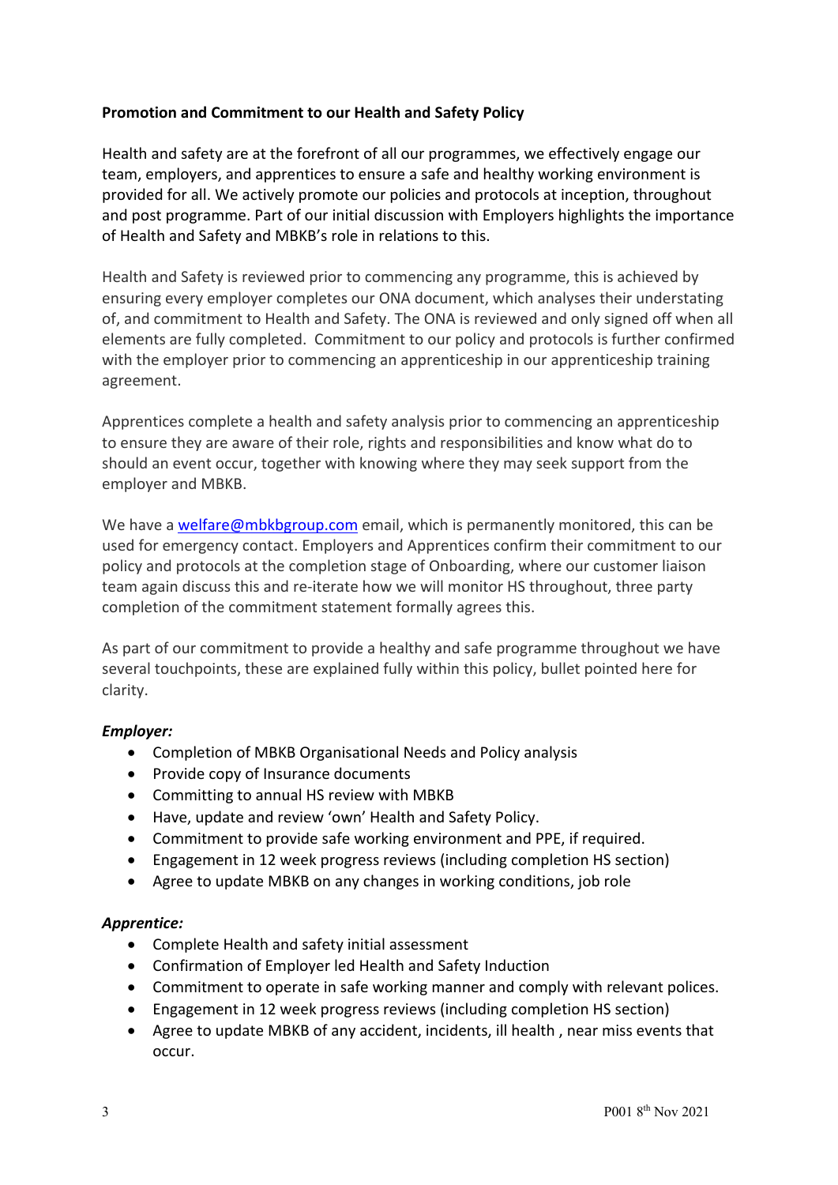**Promotion and Commitment to our Health and Safety Policy**

Health and safety are at the forefront of all our programmes, we effectively engage our team, employers, and apprentices to ensure a safe and healthy working environment is provided for all. We actively promote our policies and protocols at inception, throughout and post programme. Part of our initial discussion with Employers highlights the importance of Health and Safety and MBKB's role in relations to this.

Health and Safety is reviewed prior to commencing any programme, this is achieved by ensuring every employer completes our ONA document, which analyses their understating of, and commitment to Health and Safety. The ONA is reviewed and only signed off when all elements are fully completed. Commitment to our policy and protocols is further confirmed with the employer prior to commencing an apprenticeship in our apprenticeship training agreement.

Apprentices complete a health and safety analysis prior to commencing an apprenticeship to ensure they are aware of their role, rights and responsibilities and know what do to should an event occur, together with knowing where they may seek support from the employer and MBKB.

We have a welfare@mbkbgroup.com email, which is permanently monitored, this can be used for emergency contact. Employers and Apprentices confirm their commitment to our policy and protocols at the completion stage of Onboarding, where our customer liaison team again discuss this and re-iterate how we will monitor HS throughout, three party completion of the commitment statement formally agrees this.

As part of our commitment to provide a healthy and safe programme throughout we have several touchpoints, these are explained fully within this policy, bullet pointed here for clarity.

***Employer:***

- Completion of MBKB Organisational Needs and Policy analysis
- Provide copy of Insurance documents
- Committing to annual HS review with MBKB
- Have, update and review 'own' Health and Safety Policy.
- Commitment to provide safe working environment and PPE, if required.
- Engagement in 12 week progress reviews (including completion HS section)
- Agree to update MBKB on any changes in working conditions, job role

***Apprentice:***

- Complete Health and safety initial assessment
- Confirmation of Employer led Health and Safety Induction
- Commitment to operate in safe working manner and comply with relevant polices.
- Engagement in 12 week progress reviews (including completion HS section)
- Agree to update MBKB of any accident, incidents, ill health , near miss events that occur.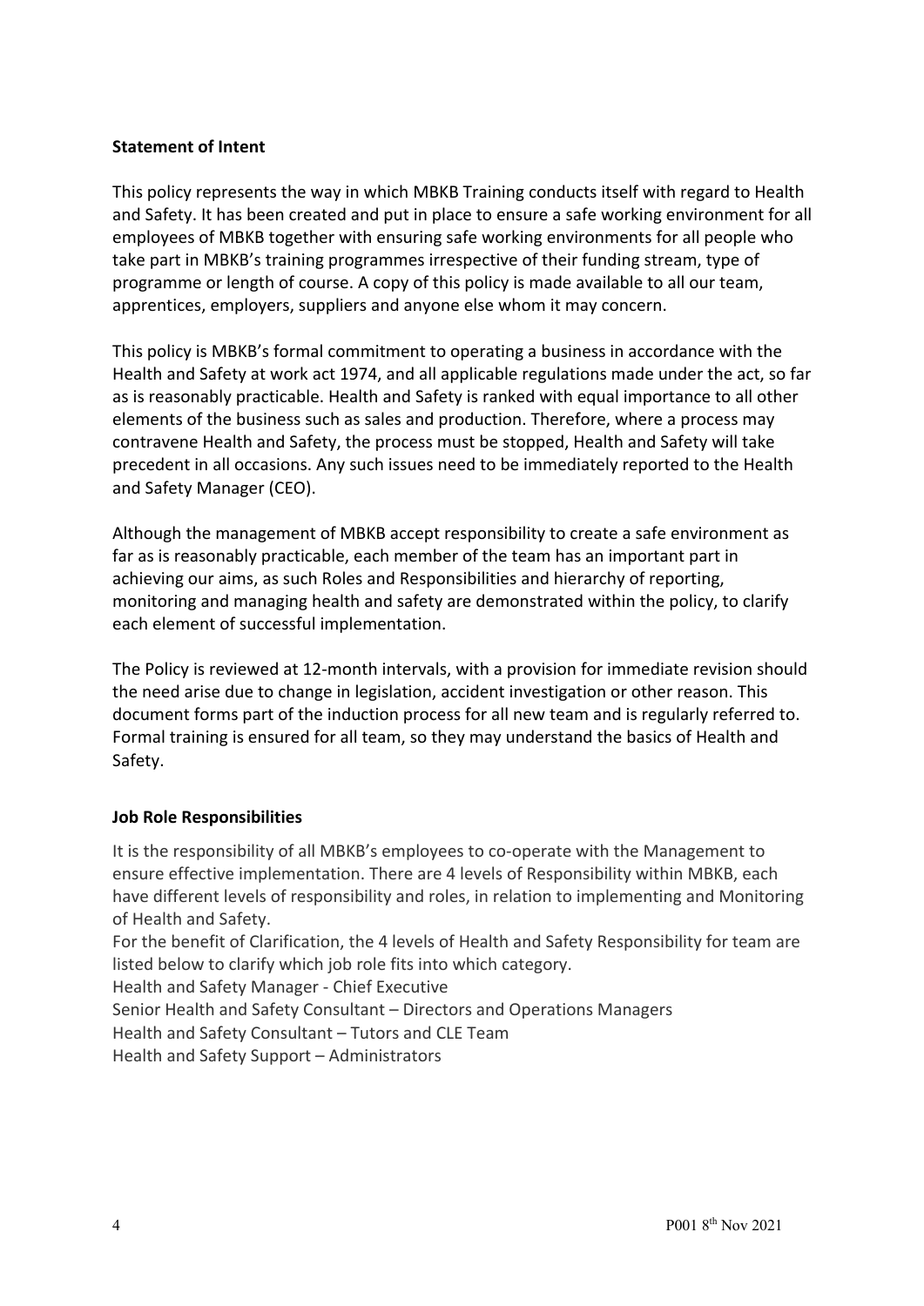**Statement of Intent**

This policy represents the way in which MBKB Training conducts itself with regard to Health and Safety. It has been created and put in place to ensure a safe working environment for all employees of MBKB together with ensuring safe working environments for all people who take part in MBKB's training programmes irrespective of their funding stream, type of programme or length of course. A copy of this policy is made available to all our team, apprentices, employers, suppliers and anyone else whom it may concern.

This policy is MBKB's formal commitment to operating a business in accordance with the Health and Safety at work act 1974, and all applicable regulations made under the act, so far as is reasonably practicable. Health and Safety is ranked with equal importance to all other elements of the business such as sales and production. Therefore, where a process may contravene Health and Safety, the process must be stopped, Health and Safety will take precedent in all occasions. Any such issues need to be immediately reported to the Health and Safety Manager (CEO).

Although the management of MBKB accept responsibility to create a safe environment as far as is reasonably practicable, each member of the team has an important part in achieving our aims, as such Roles and Responsibilities and hierarchy of reporting, monitoring and managing health and safety are demonstrated within the policy, to clarify each element of successful implementation.

The Policy is reviewed at 12-month intervals, with a provision for immediate revision should the need arise due to change in legislation, accident investigation or other reason. This document forms part of the induction process for all new team and is regularly referred to. Formal training is ensured for all team, so they may understand the basics of Health and Safety.

**Job Role Responsibilities**

It is the responsibility of all MBKB's employees to co-operate with the Management to ensure effective implementation. There are 4 levels of Responsibility within MBKB, each have different levels of responsibility and roles, in relation to implementing and Monitoring of Health and Safety.

For the benefit of Clarification, the 4 levels of Health and Safety Responsibility for team are listed below to clarify which job role fits into which category.

Health and Safety Manager - Chief Executive

Senior Health and Safety Consultant – Directors and Operations Managers

Health and Safety Consultant – Tutors and CLE Team

Health and Safety Support – Administrators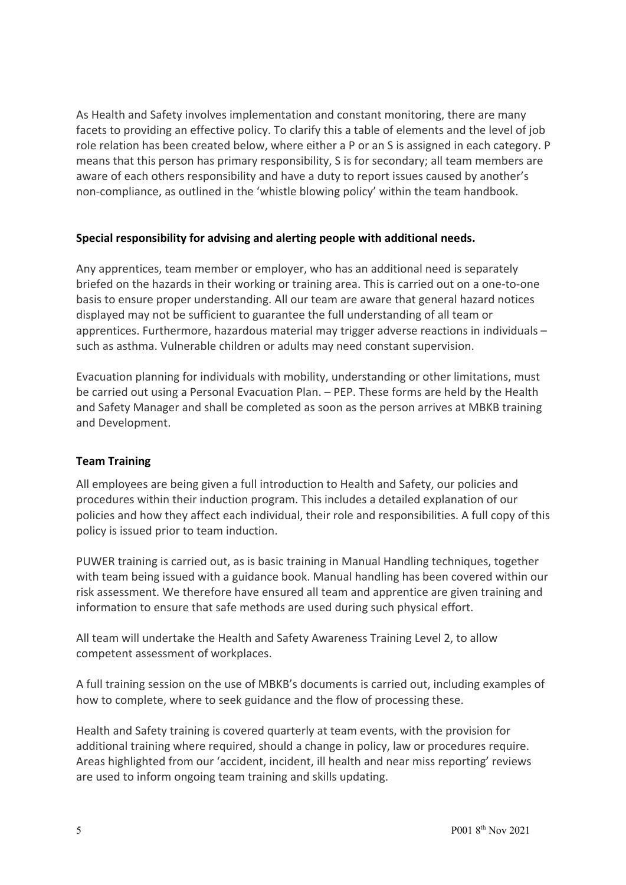As Health and Safety involves implementation and constant monitoring, there are many facets to providing an effective policy. To clarify this a table of elements and the level of job role relation has been created below, where either a P or an S is assigned in each category. P means that this person has primary responsibility, S is for secondary; all team members are aware of each others responsibility and have a duty to report issues caused by another's non-compliance, as outlined in the 'whistle blowing policy' within the team handbook.

**Special responsibility for advising and alerting people with additional needs.**

Any apprentices, team member or employer, who has an additional need is separately briefed on the hazards in their working or training area. This is carried out on a one-to-one basis to ensure proper understanding. All our team are aware that general hazard notices displayed may not be sufficient to guarantee the full understanding of all team or apprentices. Furthermore, hazardous material may trigger adverse reactions in individuals – such as asthma. Vulnerable children or adults may need constant supervision.

Evacuation planning for individuals with mobility, understanding or other limitations, must be carried out using a Personal Evacuation Plan. – PEP. These forms are held by the Health and Safety Manager and shall be completed as soon as the person arrives at MBKB training and Development.

**Team Training**

All employees are being given a full introduction to Health and Safety, our policies and procedures within their induction program. This includes a detailed explanation of our policies and how they affect each individual, their role and responsibilities. A full copy of this policy is issued prior to team induction.

PUWER training is carried out, as is basic training in Manual Handling techniques, together with team being issued with a guidance book. Manual handling has been covered within our risk assessment. We therefore have ensured all team and apprentice are given training and information to ensure that safe methods are used during such physical effort.

All team will undertake the Health and Safety Awareness Training Level 2, to allow competent assessment of workplaces.

A full training session on the use of MBKB's documents is carried out, including examples of how to complete, where to seek guidance and the flow of processing these.

Health and Safety training is covered quarterly at team events, with the provision for additional training where required, should a change in policy, law or procedures require. Areas highlighted from our 'accident, incident, ill health and near miss reporting' reviews are used to inform ongoing team training and skills updating.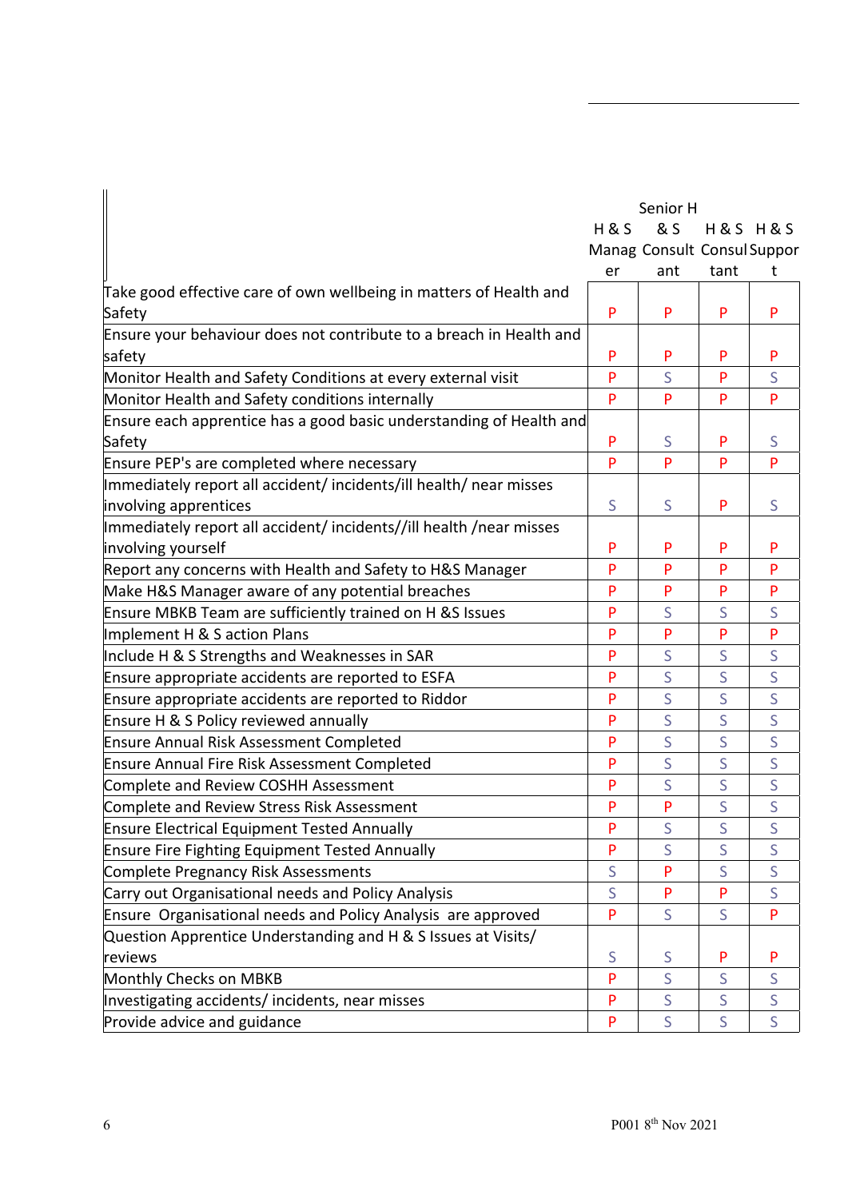| | H & S Manager | Senior H & S Consultant | H & S Consultant | H & S Support |
|---|---|---|---|---|
| Take good effective care of own wellbeing in matters of Health and Safety | P | P | P | P |
| Ensure your behaviour does not contribute to a breach in Health and safety | P | P | P | P |
| Monitor Health and Safety Conditions at every external visit | P | S | P | S |
| Monitor Health and Safety conditions internally | P | P | P | P |
| Ensure each apprentice has a good basic understanding of Health and Safety | P | S | P | S |
| Ensure PEP's are completed where necessary | P | P | P | P |
| Immediately report all accident/ incidents/ill health/ near misses involving apprentices | S | S | P | S |
| Immediately report all accident/ incidents//ill health /near misses involving yourself | P | P | P | P |
| Report any concerns with Health and Safety to H&S Manager | P | P | P | P |
| Make H&S Manager aware of any potential breaches | P | P | P | P |
| Ensure MBKB Team are sufficiently trained on H &S Issues | P | S | S | S |
| Implement H & S action Plans | P | P | P | P |
| Include H & S Strengths and Weaknesses in SAR | P | S | S | S |
| Ensure appropriate accidents are reported to ESFA | P | S | S | S |
| Ensure appropriate accidents are reported to Riddor | P | S | S | S |
| Ensure H & S Policy reviewed annually | P | S | S | S |
| Ensure Annual Risk Assessment Completed | P | S | S | S |
| Ensure Annual Fire Risk Assessment Completed | P | S | S | S |
| Complete and Review COSHH Assessment | P | S | S | S |
| Complete and Review Stress Risk Assessment | P | P | S | S |
| Ensure Electrical Equipment Tested Annually | P | S | S | S |
| Ensure Fire Fighting Equipment Tested Annually | P | S | S | S |
| Complete Pregnancy Risk Assessments | S | P | S | S |
| Carry out Organisational needs and Policy Analysis | S | P | P | S |
| Ensure Organisational needs and Policy Analysis are approved | P | S | S | P |
| Question Apprentice Understanding and H & S Issues at Visits/ reviews | S | S | P | P |
| Monthly Checks on MBKB | P | S | S | S |
| Investigating accidents/ incidents, near misses | P | S | S | S |
| Provide advice and guidance | P | S | S | S |

P001 8th Nov 2021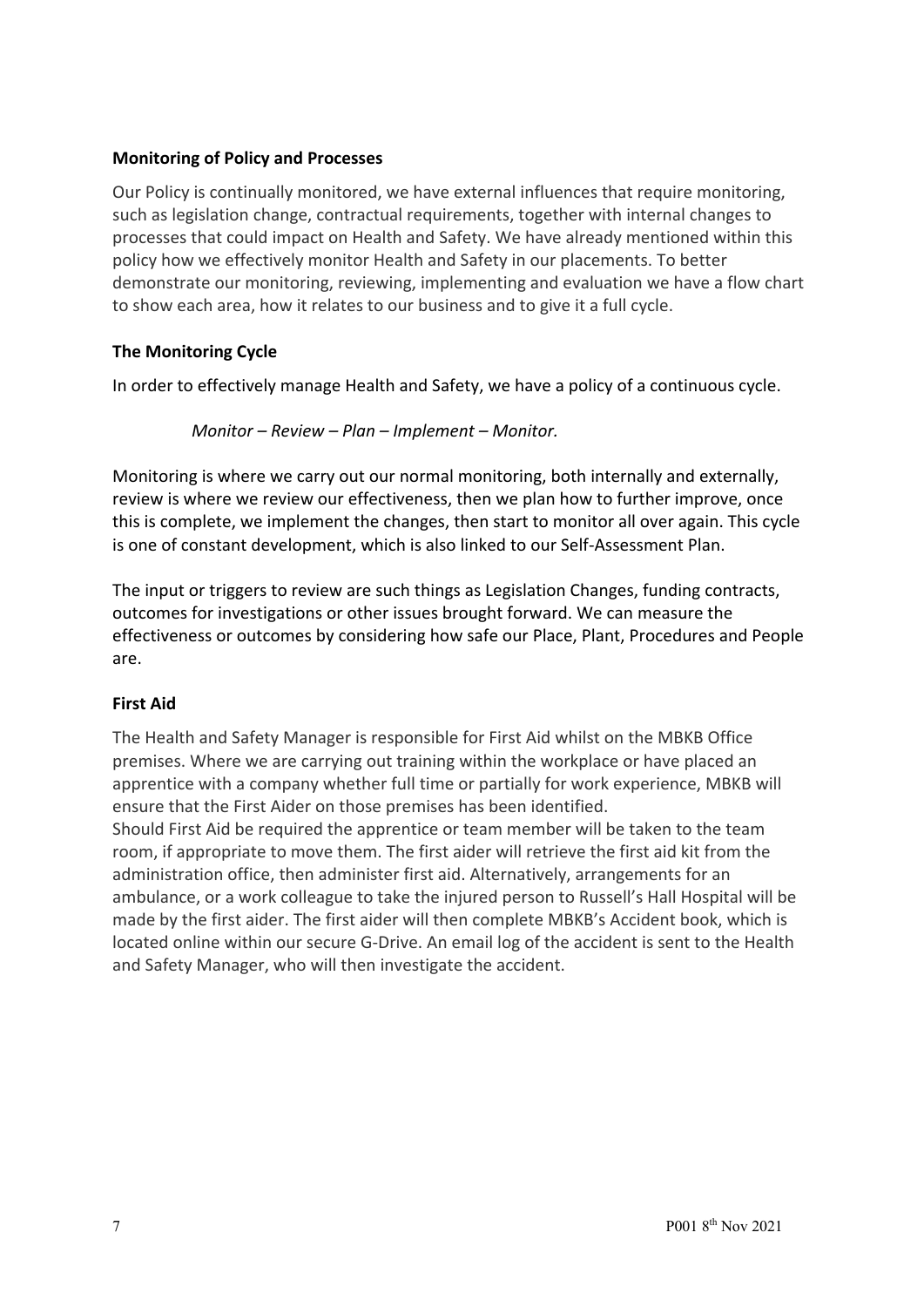**Monitoring of Policy and Processes**

Our Policy is continually monitored, we have external influences that require monitoring, such as legislation change, contractual requirements, together with internal changes to processes that could impact on Health and Safety. We have already mentioned within this policy how we effectively monitor Health and Safety in our placements. To better demonstrate our monitoring, reviewing, implementing and evaluation we have a flow chart to show each area, how it relates to our business and to give it a full cycle.

**The Monitoring Cycle**

In order to effectively manage Health and Safety, we have a policy of a continuous cycle.

*Monitor – Review – Plan – Implement – Monitor.*

Monitoring is where we carry out our normal monitoring, both internally and externally, review is where we review our effectiveness, then we plan how to further improve, once this is complete, we implement the changes, then start to monitor all over again. This cycle is one of constant development, which is also linked to our Self-Assessment Plan.

The input or triggers to review are such things as Legislation Changes, funding contracts, outcomes for investigations or other issues brought forward. We can measure the effectiveness or outcomes by considering how safe our Place, Plant, Procedures and People are.

**First Aid**

The Health and Safety Manager is responsible for First Aid whilst on the MBKB Office premises. Where we are carrying out training within the workplace or have placed an apprentice with a company whether full time or partially for work experience, MBKB will ensure that the First Aider on those premises has been identified.
Should First Aid be required the apprentice or team member will be taken to the team room, if appropriate to move them. The first aider will retrieve the first aid kit from the administration office, then administer first aid. Alternatively, arrangements for an ambulance, or a work colleague to take the injured person to Russell's Hall Hospital will be made by the first aider. The first aider will then complete MBKB's Accident book, which is located online within our secure G-Drive. An email log of the accident is sent to the Health and Safety Manager, who will then investigate the accident.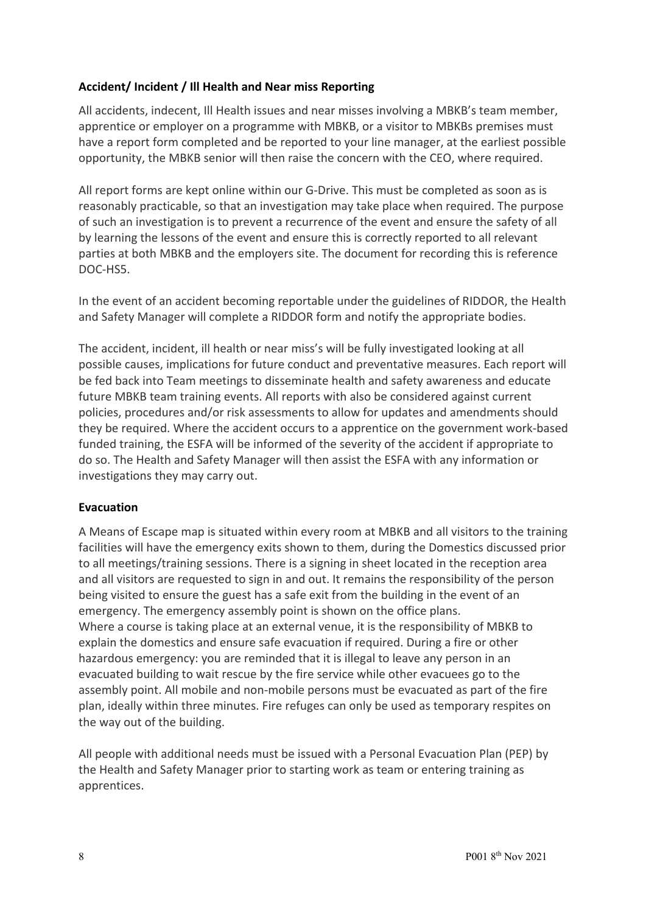**Accident/ Incident / Ill Health and Near miss Reporting**

All accidents, indecent, Ill Health issues and near misses involving a MBKB's team member, apprentice or employer on a programme with MBKB, or a visitor to MBKBs premises must have a report form completed and be reported to your line manager, at the earliest possible opportunity, the MBKB senior will then raise the concern with the CEO, where required.

All report forms are kept online within our G-Drive. This must be completed as soon as is reasonably practicable, so that an investigation may take place when required. The purpose of such an investigation is to prevent a recurrence of the event and ensure the safety of all by learning the lessons of the event and ensure this is correctly reported to all relevant parties at both MBKB and the employers site. The document for recording this is reference DOC-HS5.

In the event of an accident becoming reportable under the guidelines of RIDDOR, the Health and Safety Manager will complete a RIDDOR form and notify the appropriate bodies.

The accident, incident, ill health or near miss's will be fully investigated looking at all possible causes, implications for future conduct and preventative measures. Each report will be fed back into Team meetings to disseminate health and safety awareness and educate future MBKB team training events. All reports with also be considered against current policies, procedures and/or risk assessments to allow for updates and amendments should they be required. Where the accident occurs to a apprentice on the government work-based funded training, the ESFA will be informed of the severity of the accident if appropriate to do so. The Health and Safety Manager will then assist the ESFA with any information or investigations they may carry out.

**Evacuation**

A Means of Escape map is situated within every room at MBKB and all visitors to the training facilities will have the emergency exits shown to them, during the Domestics discussed prior to all meetings/training sessions. There is a signing in sheet located in the reception area and all visitors are requested to sign in and out. It remains the responsibility of the person being visited to ensure the guest has a safe exit from the building in the event of an emergency. The emergency assembly point is shown on the office plans.
Where a course is taking place at an external venue, it is the responsibility of MBKB to explain the domestics and ensure safe evacuation if required. During a fire or other hazardous emergency: you are reminded that it is illegal to leave any person in an evacuated building to wait rescue by the fire service while other evacuees go to the assembly point. All mobile and non-mobile persons must be evacuated as part of the fire plan, ideally within three minutes. Fire refuges can only be used as temporary respites on the way out of the building.

All people with additional needs must be issued with a Personal Evacuation Plan (PEP) by the Health and Safety Manager prior to starting work as team or entering training as apprentices.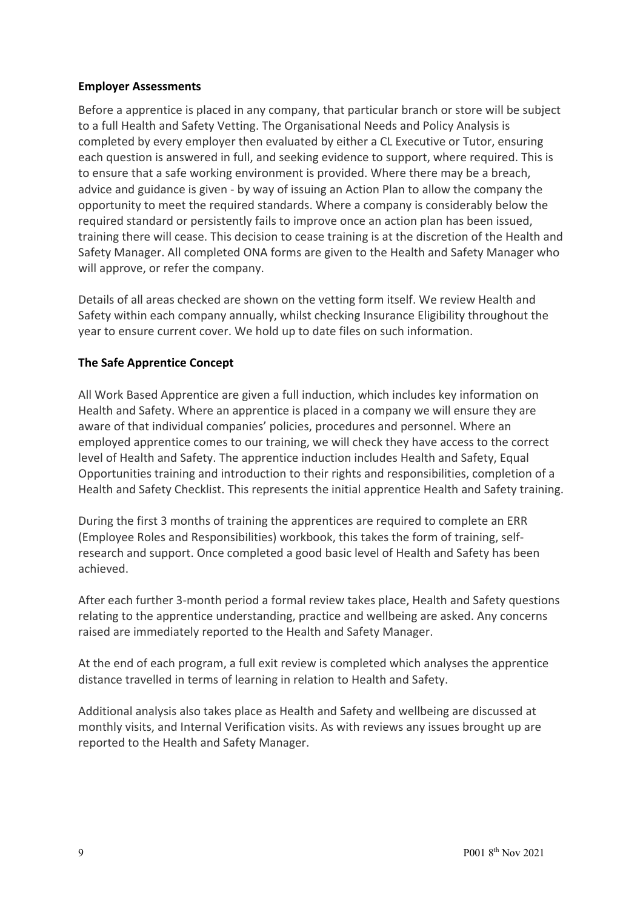**Employer Assessments**

Before a apprentice is placed in any company, that particular branch or store will be subject to a full Health and Safety Vetting. The Organisational Needs and Policy Analysis is completed by every employer then evaluated by either a CL Executive or Tutor, ensuring each question is answered in full, and seeking evidence to support, where required. This is to ensure that a safe working environment is provided. Where there may be a breach, advice and guidance is given - by way of issuing an Action Plan to allow the company the opportunity to meet the required standards. Where a company is considerably below the required standard or persistently fails to improve once an action plan has been issued, training there will cease. This decision to cease training is at the discretion of the Health and Safety Manager. All completed ONA forms are given to the Health and Safety Manager who will approve, or refer the company.

Details of all areas checked are shown on the vetting form itself. We review Health and Safety within each company annually, whilst checking Insurance Eligibility throughout the year to ensure current cover. We hold up to date files on such information.

**The Safe Apprentice Concept**

All Work Based Apprentice are given a full induction, which includes key information on Health and Safety. Where an apprentice is placed in a company we will ensure they are aware of that individual companies' policies, procedures and personnel. Where an employed apprentice comes to our training, we will check they have access to the correct level of Health and Safety. The apprentice induction includes Health and Safety, Equal Opportunities training and introduction to their rights and responsibilities, completion of a Health and Safety Checklist. This represents the initial apprentice Health and Safety training.

During the first 3 months of training the apprentices are required to complete an ERR (Employee Roles and Responsibilities) workbook, this takes the form of training, self-research and support. Once completed a good basic level of Health and Safety has been achieved.

After each further 3-month period a formal review takes place, Health and Safety questions relating to the apprentice understanding, practice and wellbeing are asked. Any concerns raised are immediately reported to the Health and Safety Manager.

At the end of each program, a full exit review is completed which analyses the apprentice distance travelled in terms of learning in relation to Health and Safety.

Additional analysis also takes place as Health and Safety and wellbeing are discussed at monthly visits, and Internal Verification visits. As with reviews any issues brought up are reported to the Health and Safety Manager.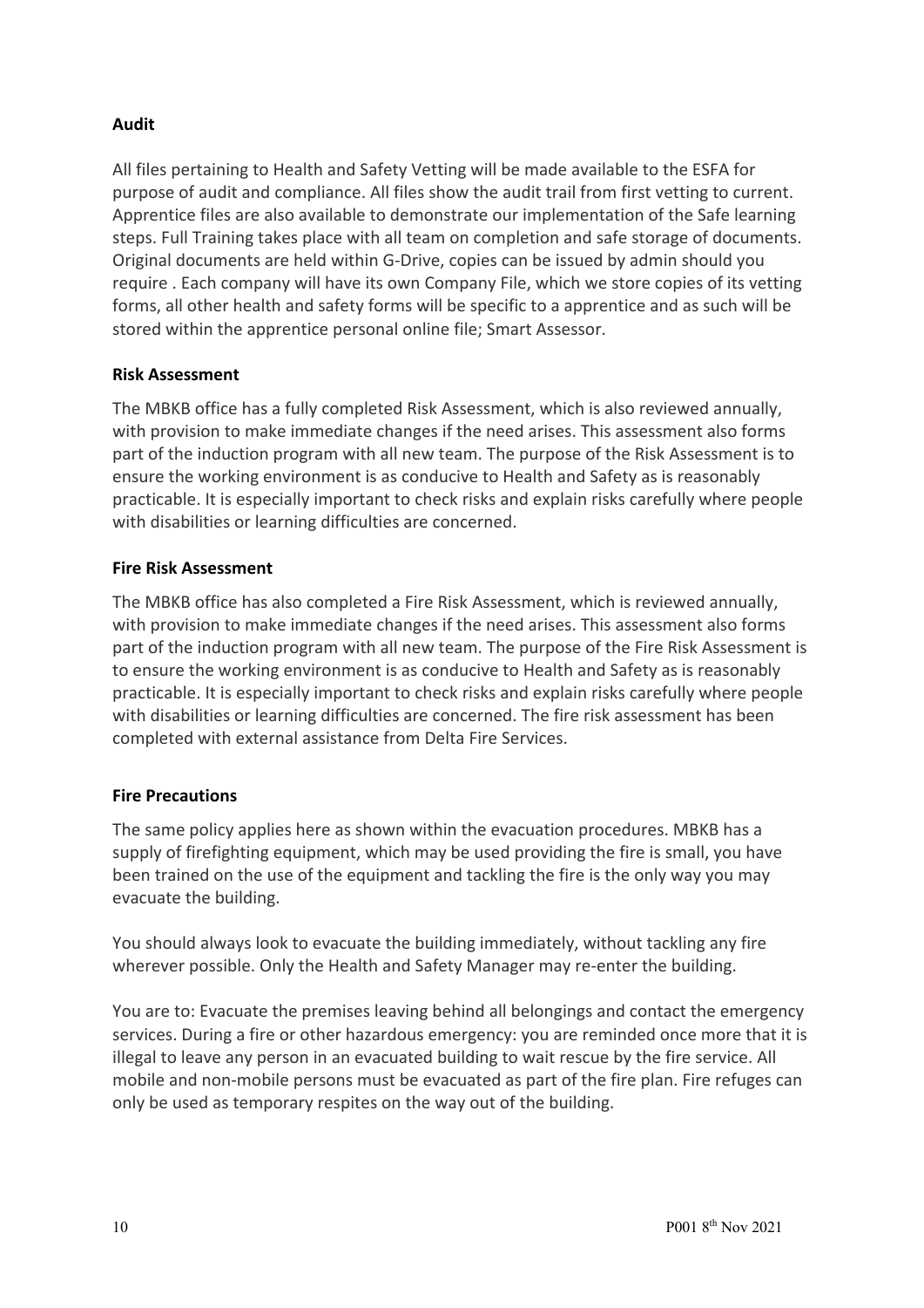**Audit**

All files pertaining to Health and Safety Vetting will be made available to the ESFA for purpose of audit and compliance. All files show the audit trail from first vetting to current. Apprentice files are also available to demonstrate our implementation of the Safe learning steps. Full Training takes place with all team on completion and safe storage of documents. Original documents are held within G-Drive, copies can be issued by admin should you require . Each company will have its own Company File, which we store copies of its vetting forms, all other health and safety forms will be specific to a apprentice and as such will be stored within the apprentice personal online file; Smart Assessor.

**Risk Assessment**

The MBKB office has a fully completed Risk Assessment, which is also reviewed annually, with provision to make immediate changes if the need arises. This assessment also forms part of the induction program with all new team. The purpose of the Risk Assessment is to ensure the working environment is as conducive to Health and Safety as is reasonably practicable. It is especially important to check risks and explain risks carefully where people with disabilities or learning difficulties are concerned.

**Fire Risk Assessment**

The MBKB office has also completed a Fire Risk Assessment, which is reviewed annually, with provision to make immediate changes if the need arises. This assessment also forms part of the induction program with all new team. The purpose of the Fire Risk Assessment is to ensure the working environment is as conducive to Health and Safety as is reasonably practicable. It is especially important to check risks and explain risks carefully where people with disabilities or learning difficulties are concerned. The fire risk assessment has been completed with external assistance from Delta Fire Services.

**Fire Precautions**

The same policy applies here as shown within the evacuation procedures. MBKB has a supply of firefighting equipment, which may be used providing the fire is small, you have been trained on the use of the equipment and tackling the fire is the only way you may evacuate the building.

You should always look to evacuate the building immediately, without tackling any fire wherever possible. Only the Health and Safety Manager may re-enter the building.

You are to: Evacuate the premises leaving behind all belongings and contact the emergency services. During a fire or other hazardous emergency: you are reminded once more that it is illegal to leave any person in an evacuated building to wait rescue by the fire service. All mobile and non-mobile persons must be evacuated as part of the fire plan. Fire refuges can only be used as temporary respites on the way out of the building.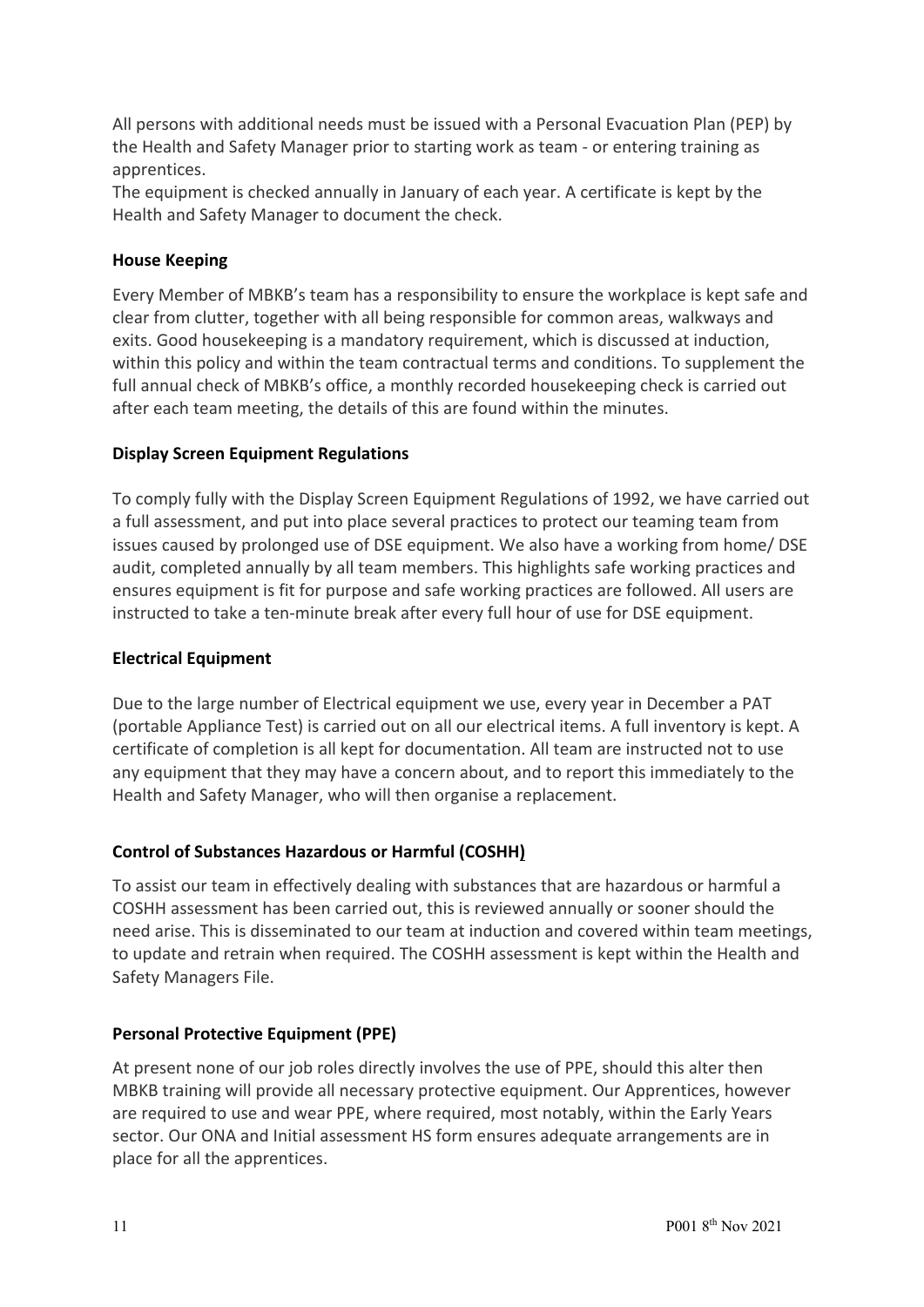All persons with additional needs must be issued with a Personal Evacuation Plan (PEP) by the Health and Safety Manager prior to starting work as team - or entering training as apprentices.

The equipment is checked annually in January of each year. A certificate is kept by the Health and Safety Manager to document the check.

**House Keeping**

Every Member of MBKB's team has a responsibility to ensure the workplace is kept safe and clear from clutter, together with all being responsible for common areas, walkways and exits. Good housekeeping is a mandatory requirement, which is discussed at induction, within this policy and within the team contractual terms and conditions. To supplement the full annual check of MBKB's office, a monthly recorded housekeeping check is carried out after each team meeting, the details of this are found within the minutes.

**Display Screen Equipment Regulations**

To comply fully with the Display Screen Equipment Regulations of 1992, we have carried out a full assessment, and put into place several practices to protect our teaming team from issues caused by prolonged use of DSE equipment. We also have a working from home/ DSE audit, completed annually by all team members. This highlights safe working practices and ensures equipment is fit for purpose and safe working practices are followed. All users are instructed to take a ten-minute break after every full hour of use for DSE equipment.

**Electrical Equipment**

Due to the large number of Electrical equipment we use, every year in December a PAT (portable Appliance Test) is carried out on all our electrical items. A full inventory is kept. A certificate of completion is all kept for documentation. All team are instructed not to use any equipment that they may have a concern about, and to report this immediately to the Health and Safety Manager, who will then organise a replacement.

**Control of Substances Hazardous or Harmful (COSHH)**

To assist our team in effectively dealing with substances that are hazardous or harmful a COSHH assessment has been carried out, this is reviewed annually or sooner should the need arise. This is disseminated to our team at induction and covered within team meetings, to update and retrain when required. The COSHH assessment is kept within the Health and Safety Managers File.

**Personal Protective Equipment (PPE)**

At present none of our job roles directly involves the use of PPE, should this alter then MBKB training will provide all necessary protective equipment. Our Apprentices, however are required to use and wear PPE, where required, most notably, within the Early Years sector. Our ONA and Initial assessment HS form ensures adequate arrangements are in place for all the apprentices.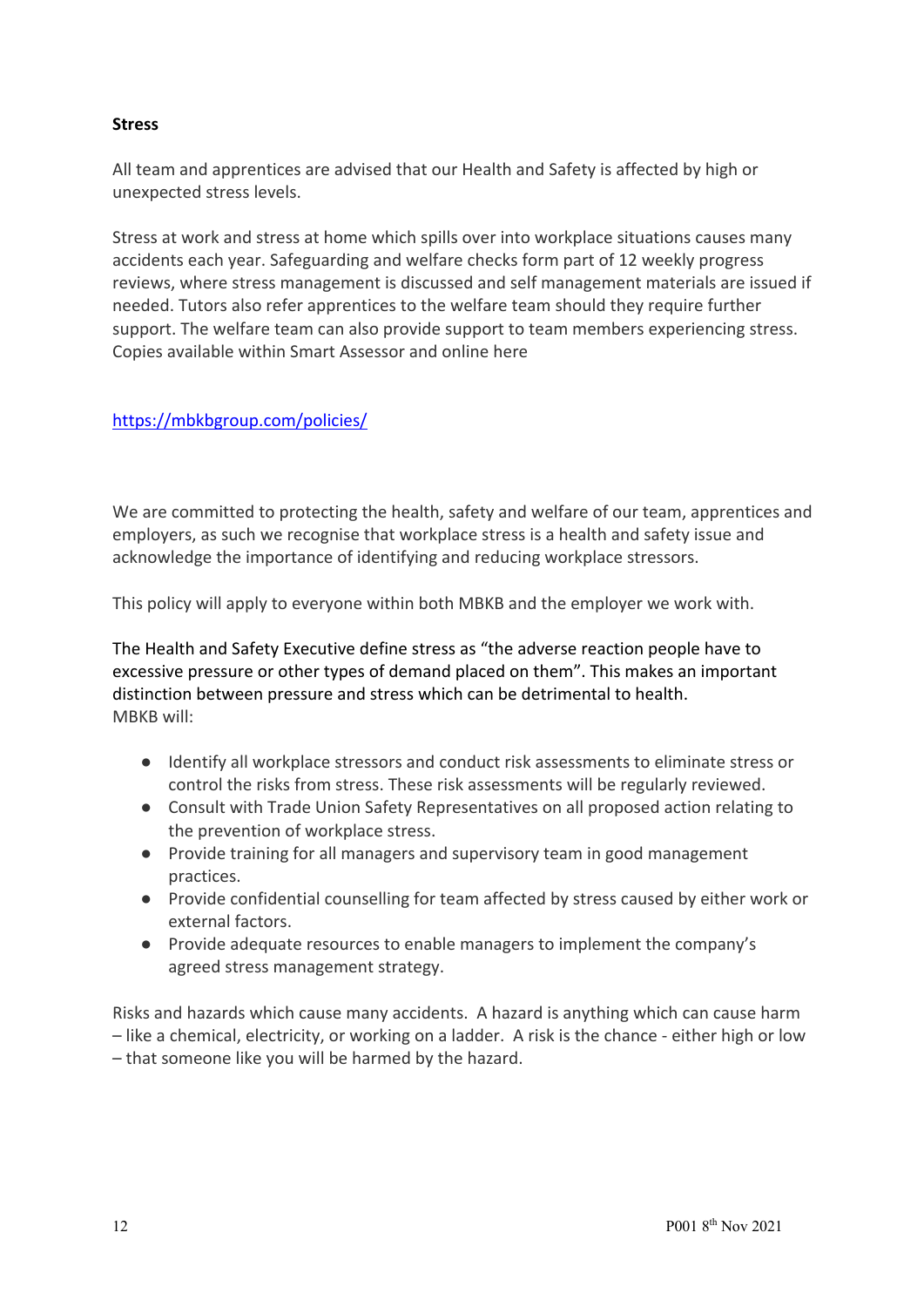**Stress**

All team and apprentices are advised that our Health and Safety is affected by high or unexpected stress levels.

Stress at work and stress at home which spills over into workplace situations causes many accidents each year. Safeguarding and welfare checks form part of 12 weekly progress reviews, where stress management is discussed and self management materials are issued if needed. Tutors also refer apprentices to the welfare team should they require further support. The welfare team can also provide support to team members experiencing stress. Copies available within Smart Assessor and online here

https://mbkbgroup.com/policies/

We are committed to protecting the health, safety and welfare of our team, apprentices and employers, as such we recognise that workplace stress is a health and safety issue and acknowledge the importance of identifying and reducing workplace stressors.

This policy will apply to everyone within both MBKB and the employer we work with.

The Health and Safety Executive define stress as "the adverse reaction people have to excessive pressure or other types of demand placed on them". This makes an important distinction between pressure and stress which can be detrimental to health.
MBKB will:

- Identify all workplace stressors and conduct risk assessments to eliminate stress or control the risks from stress. These risk assessments will be regularly reviewed.
- Consult with Trade Union Safety Representatives on all proposed action relating to the prevention of workplace stress.
- Provide training for all managers and supervisory team in good management practices.
- Provide confidential counselling for team affected by stress caused by either work or external factors.
- Provide adequate resources to enable managers to implement the company's agreed stress management strategy.

Risks and hazards which cause many accidents. A hazard is anything which can cause harm – like a chemical, electricity, or working on a ladder. A risk is the chance - either high or low – that someone like you will be harmed by the hazard.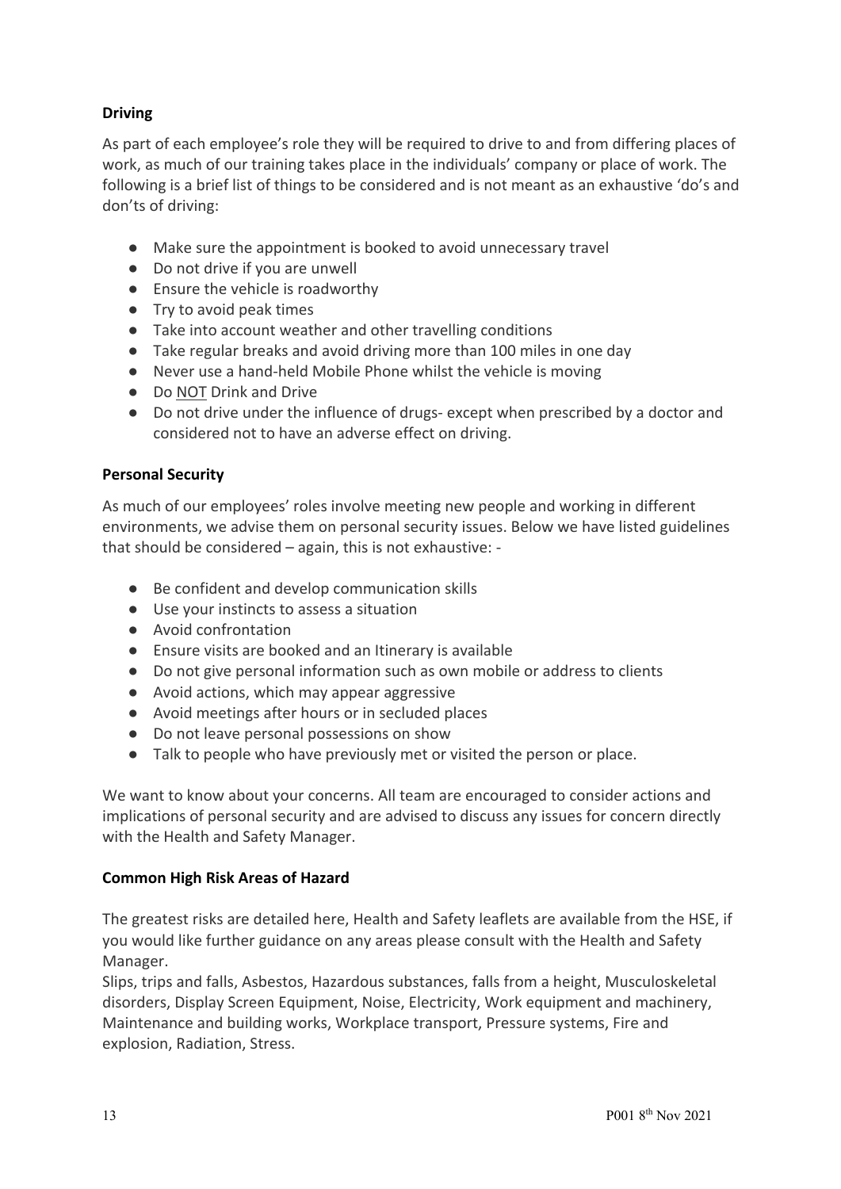**Driving**

As part of each employee's role they will be required to drive to and from differing places of work, as much of our training takes place in the individuals' company or place of work. The following is a brief list of things to be considered and is not meant as an exhaustive 'do's and don'ts of driving:

- Make sure the appointment is booked to avoid unnecessary travel
- Do not drive if you are unwell
- Ensure the vehicle is roadworthy
- Try to avoid peak times
- Take into account weather and other travelling conditions
- Take regular breaks and avoid driving more than 100 miles in one day
- Never use a hand-held Mobile Phone whilst the vehicle is moving
- Do <u>NOT</u> Drink and Drive
- Do not drive under the influence of drugs- except when prescribed by a doctor and considered not to have an adverse effect on driving.

**Personal Security**

As much of our employees' roles involve meeting new people and working in different environments, we advise them on personal security issues. Below we have listed guidelines that should be considered – again, this is not exhaustive: -

- Be confident and develop communication skills
- Use your instincts to assess a situation
- Avoid confrontation
- Ensure visits are booked and an Itinerary is available
- Do not give personal information such as own mobile or address to clients
- Avoid actions, which may appear aggressive
- Avoid meetings after hours or in secluded places
- Do not leave personal possessions on show
- Talk to people who have previously met or visited the person or place.

We want to know about your concerns. All team are encouraged to consider actions and implications of personal security and are advised to discuss any issues for concern directly with the Health and Safety Manager.

**Common High Risk Areas of Hazard**

The greatest risks are detailed here, Health and Safety leaflets are available from the HSE, if you would like further guidance on any areas please consult with the Health and Safety Manager.
Slips, trips and falls, Asbestos, Hazardous substances, falls from a height, Musculoskeletal disorders, Display Screen Equipment, Noise, Electricity, Work equipment and machinery, Maintenance and building works, Workplace transport, Pressure systems, Fire and explosion, Radiation, Stress.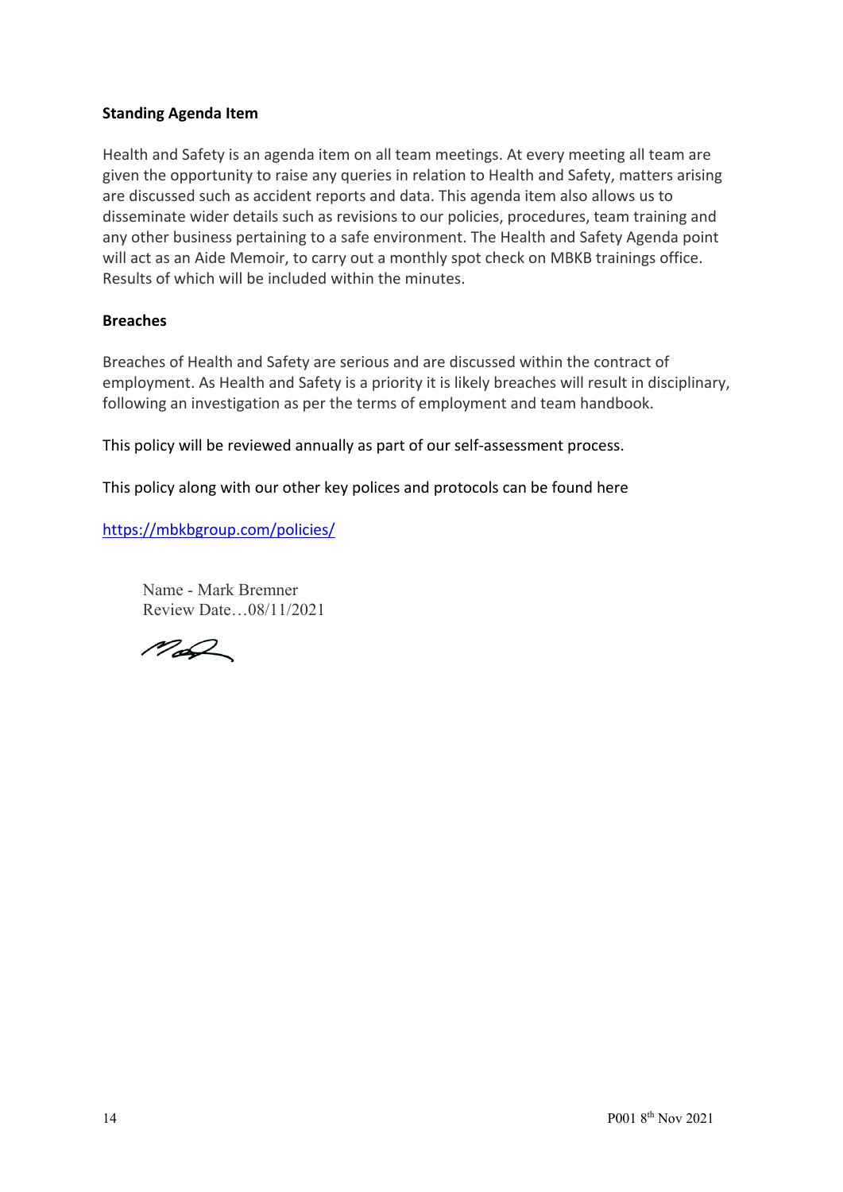**Standing Agenda Item**

Health and Safety is an agenda item on all team meetings. At every meeting all team are given the opportunity to raise any queries in relation to Health and Safety, matters arising are discussed such as accident reports and data. This agenda item also allows us to disseminate wider details such as revisions to our policies, procedures, team training and any other business pertaining to a safe environment. The Health and Safety Agenda point will act as an Aide Memoir, to carry out a monthly spot check on MBKB trainings office. Results of which will be included within the minutes.

**Breaches**

Breaches of Health and Safety are serious and are discussed within the contract of employment. As Health and Safety is a priority it is likely breaches will result in disciplinary, following an investigation as per the terms of employment and team handbook.

This policy will be reviewed annually as part of our self-assessment process.

This policy along with our other key polices and protocols can be found here

https://mbkbgroup.com/policies/

Name - Mark Bremner
Review Date…08/11/2021